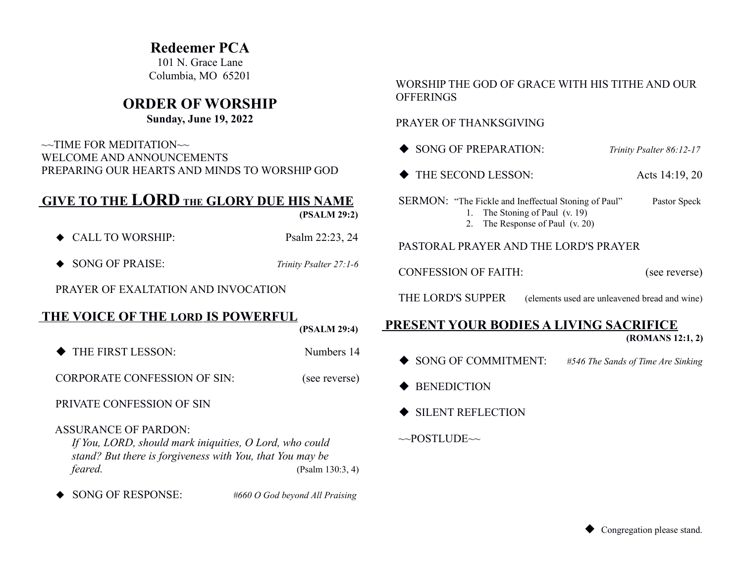# Redeemer PCA

101 N. Grace Lane
Columbia, MO 65201

## ORDER OF WORSHIP

**Sunday, June 19, 2022**

~~TIME FOR MEDITATION~~
WELCOME AND ANNOUNCEMENTS
PREPARING OUR HEARTS AND MINDS TO WORSHIP GOD

## GIVE TO THE LORD THE GLORY DUE HIS NAME

**(PSALM 29:2)**

◆ CALL TO WORSHIP: Psalm 22:23, 24

◆ SONG OF PRAISE: *Trinity Psalter 27:1-6*

PRAYER OF EXALTATION AND INVOCATION

## THE VOICE OF THE LORD IS POWERFUL

**(PSALM 29:4)**

◆ THE FIRST LESSON: Numbers 14

CORPORATE CONFESSION OF SIN: (see reverse)

PRIVATE CONFESSION OF SIN

ASSURANCE OF PARDON:
*If You, LORD, should mark iniquities, O Lord, who could stand? But there is forgiveness with You, that You may be feared.* (Psalm 130:3, 4)

◆ SONG OF RESPONSE: *#660 O God beyond All Praising*

WORSHIP THE GOD OF GRACE WITH HIS TITHE AND OUR OFFERINGS

PRAYER OF THANKSGIVING

◆ SONG OF PREPARATION: *Trinity Psalter 86:12-17*

◆ THE SECOND LESSON: Acts 14:19, 20

SERMON: "The Fickle and Ineffectual Stoning of Paul" Pastor Speck

1. The Stoning of Paul (v. 19)
2. The Response of Paul (v. 20)

PASTORAL PRAYER AND THE LORD'S PRAYER

CONFESSION OF FAITH: (see reverse)

THE LORD'S SUPPER (elements used are unleavened bread and wine)

## PRESENT YOUR BODIES A LIVING SACRIFICE

**(ROMANS 12:1, 2)**

◆ SONG OF COMMITMENT: *#546 The Sands of Time Are Sinking*

◆ BENEDICTION

◆ SILENT REFLECTION

~~POSTLUDE~~

◆ Congregation please stand.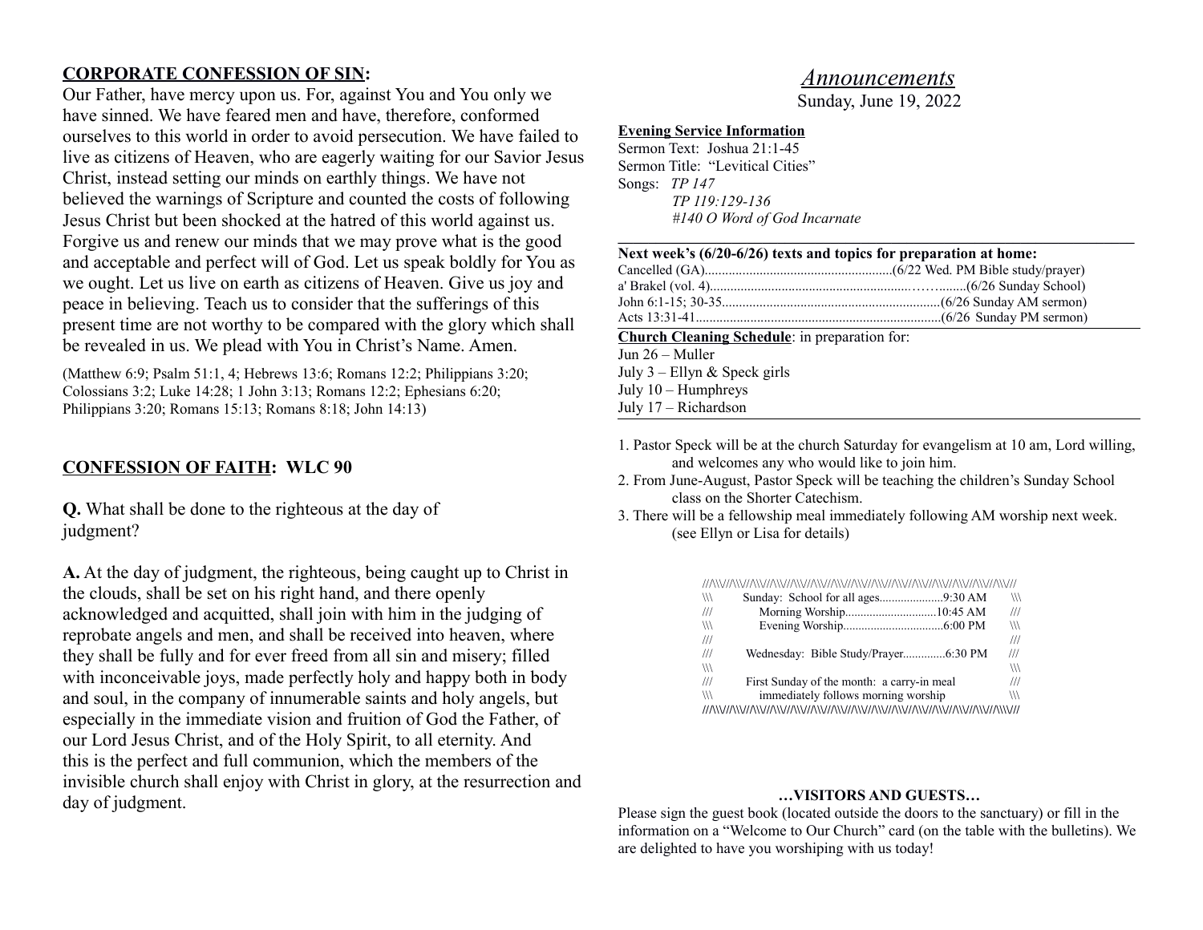**CORPORATE CONFESSION OF SIN:**

Our Father, have mercy upon us. For, against You and You only we have sinned. We have feared men and have, therefore, conformed ourselves to this world in order to avoid persecution. We have failed to live as citizens of Heaven, who are eagerly waiting for our Savior Jesus Christ, instead setting our minds on earthly things. We have not believed the warnings of Scripture and counted the costs of following Jesus Christ but been shocked at the hatred of this world against us. Forgive us and renew our minds that we may prove what is the good and acceptable and perfect will of God. Let us speak boldly for You as we ought. Let us live on earth as citizens of Heaven. Give us joy and peace in believing. Teach us to consider that the sufferings of this present time are not worthy to be compared with the glory which shall be revealed in us. We plead with You in Christ's Name. Amen.

(Matthew 6:9; Psalm 51:1, 4; Hebrews 13:6; Romans 12:2; Philippians 3:20; Colossians 3:2; Luke 14:28; 1 John 3:13; Romans 12:2; Ephesians 6:20; Philippians 3:20; Romans 15:13; Romans 8:18; John 14:13)

**CONFESSION OF FAITH: WLC 90**

**Q.** What shall be done to the righteous at the day of judgment?

**A.** At the day of judgment, the righteous, being caught up to Christ in the clouds, shall be set on his right hand, and there openly acknowledged and acquitted, shall join with him in the judging of reprobate angels and men, and shall be received into heaven, where they shall be fully and for ever freed from all sin and misery; filled with inconceivable joys, made perfectly holy and happy both in body and soul, in the company of innumerable saints and holy angels, but especially in the immediate vision and fruition of God the Father, of our Lord Jesus Christ, and of the Holy Spirit, to all eternity. And this is the perfect and full communion, which the members of the invisible church shall enjoy with Christ in glory, at the resurrection and day of judgment.

# *Announcements*

Sunday, June 19, 2022

**Evening Service Information**

Sermon Text: Joshua 21:1-45
Sermon Title: "Levitical Cities"
Songs: *TP 147*
*TP 119:129-136*
*#140 O Word of God Incarnate*

**Next week's (6/20-6/26) texts and topics for preparation at home:**

Cancelled (GA).......................................................(6/22 Wed. PM Bible study/prayer)
a' Brakel (vol. 4)..........................................................(6/26 Sunday School)
John 6:1-15; 30-35................................................................(6/26 Sunday AM sermon)
Acts 13:31-41.........................................................................(6/26 Sunday PM sermon)

**Church Cleaning Schedule**: in preparation for:

Jun 26 – Muller
July 3 – Ellyn & Speck girls
July 10 – Humphreys
July 17 – Richardson

1. Pastor Speck will be at the church Saturday for evangelism at 10 am, Lord willing, and welcomes any who would like to join him.
2. From June-August, Pastor Speck will be teaching the children's Sunday School class on the Shorter Catechism.
3. There will be a fellowship meal immediately following AM worship next week. (see Ellyn or Lisa for details)

Sunday: School for all ages.....................9:30 AM
Morning Worship..............................10:45 AM
Evening Worship.................................6:00 PM

Wednesday: Bible Study/Prayer..............6:30 PM

First Sunday of the month: a carry-in meal immediately follows morning worship

**…VISITORS AND GUESTS…**

Please sign the guest book (located outside the doors to the sanctuary) or fill in the information on a "Welcome to Our Church" card (on the table with the bulletins). We are delighted to have you worshiping with us today!